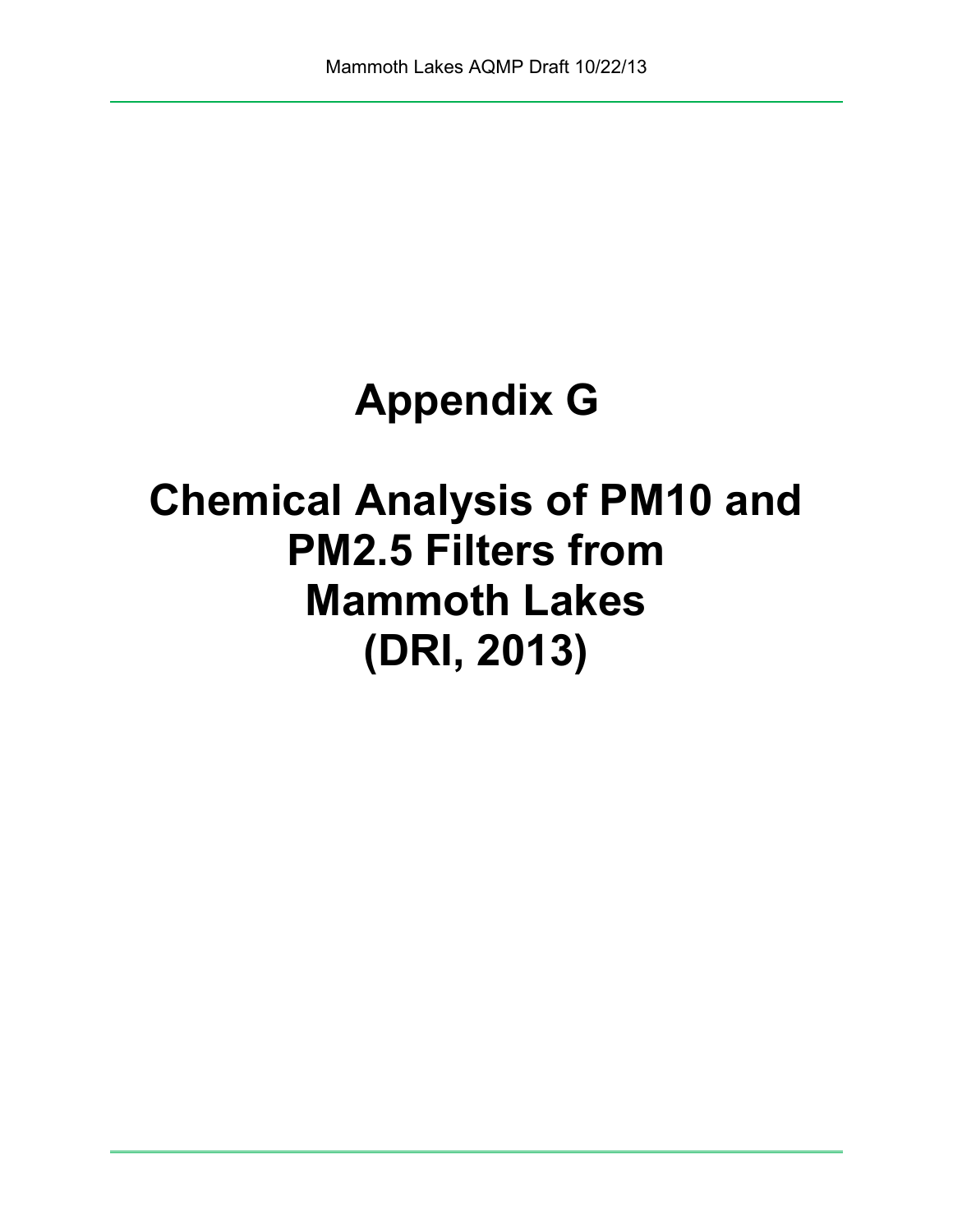# Appendix G

# Chemical Analysis of PM10 and PM2.5 Filters from Mammoth Lakes (DRI, 2013)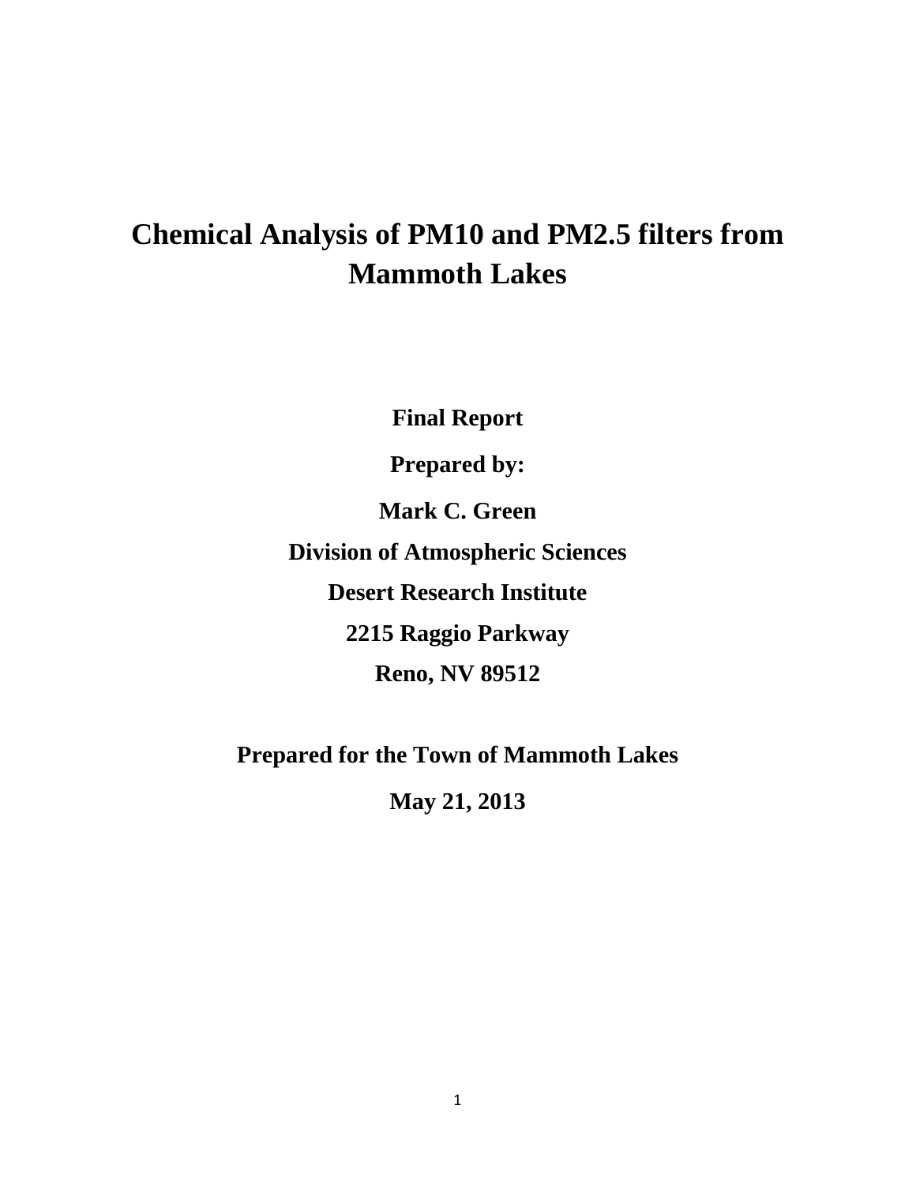# Chemical Analysis of PM10 and PM2.5 filters from Mammoth Lakes

**Final Report**

**Prepared by:**

**Mark C. Green**

**Division of Atmospheric Sciences**

**Desert Research Institute**

**2215 Raggio Parkway**

**Reno, NV 89512**

**Prepared for the Town of Mammoth Lakes**

**May 21, 2013**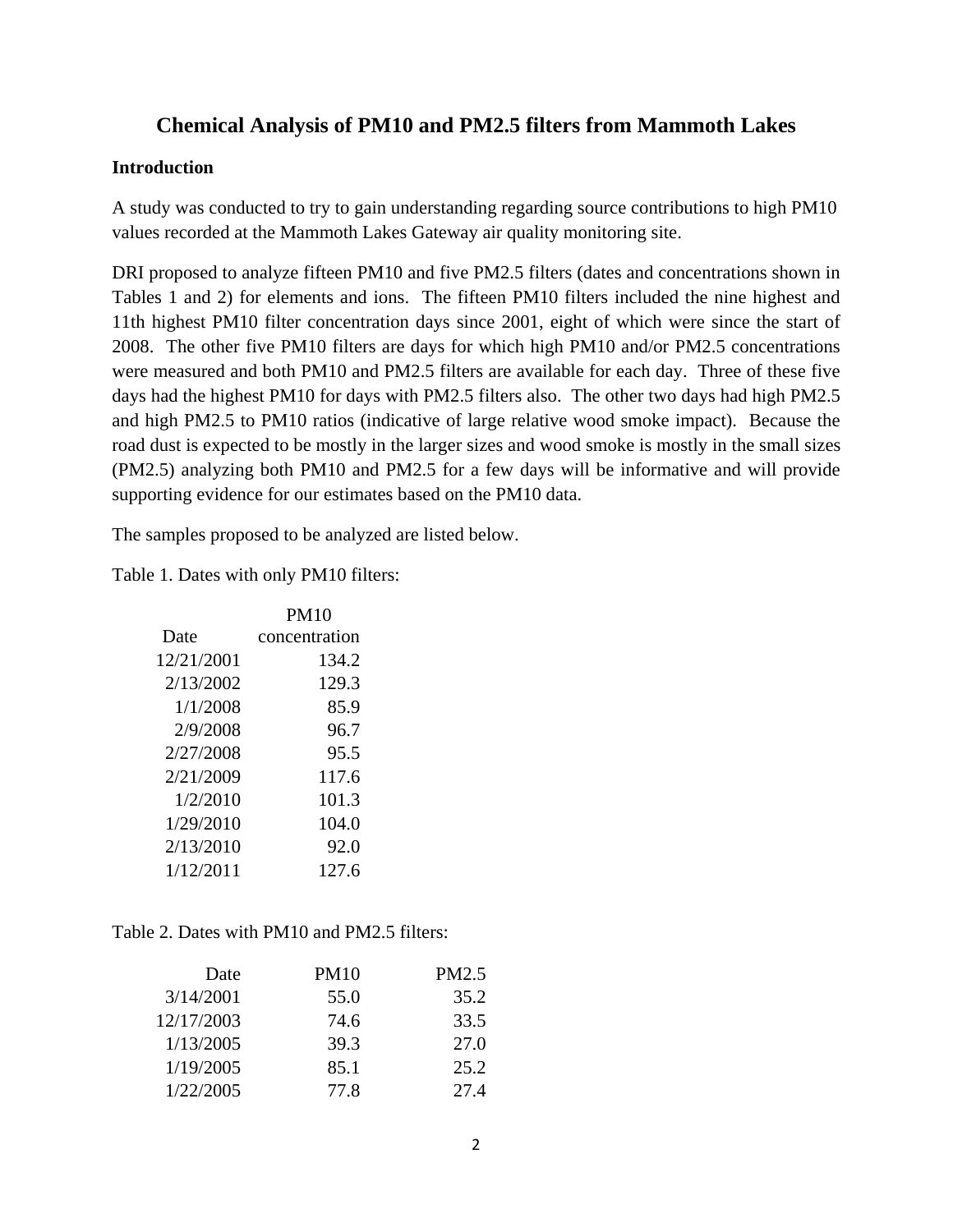# Chemical Analysis of PM10 and PM2.5 filters from Mammoth Lakes

## Introduction

A study was conducted to try to gain understanding regarding source contributions to high PM10 values recorded at the Mammoth Lakes Gateway air quality monitoring site.

DRI proposed to analyze fifteen PM10 and five PM2.5 filters (dates and concentrations shown in Tables 1 and 2) for elements and ions. The fifteen PM10 filters included the nine highest and 11th highest PM10 filter concentration days since 2001, eight of which were since the start of 2008. The other five PM10 filters are days for which high PM10 and/or PM2.5 concentrations were measured and both PM10 and PM2.5 filters are available for each day. Three of these five days had the highest PM10 for days with PM2.5 filters also. The other two days had high PM2.5 and high PM2.5 to PM10 ratios (indicative of large relative wood smoke impact). Because the road dust is expected to be mostly in the larger sizes and wood smoke is mostly in the small sizes (PM2.5) analyzing both PM10 and PM2.5 for a few days will be informative and will provide supporting evidence for our estimates based on the PM10 data.

The samples proposed to be analyzed are listed below.

Table 1. Dates with only PM10 filters:

| Date | PM10 concentration |
|---|---|
| 12/21/2001 | 134.2 |
| 2/13/2002 | 129.3 |
| 1/1/2008 | 85.9 |
| 2/9/2008 | 96.7 |
| 2/27/2008 | 95.5 |
| 2/21/2009 | 117.6 |
| 1/2/2010 | 101.3 |
| 1/29/2010 | 104.0 |
| 2/13/2010 | 92.0 |
| 1/12/2011 | 127.6 |

Table 2. Dates with PM10 and PM2.5 filters:

| Date | PM10 | PM2.5 |
|---|---|---|
| 3/14/2001 | 55.0 | 35.2 |
| 12/17/2003 | 74.6 | 33.5 |
| 1/13/2005 | 39.3 | 27.0 |
| 1/19/2005 | 85.1 | 25.2 |
| 1/22/2005 | 77.8 | 27.4 |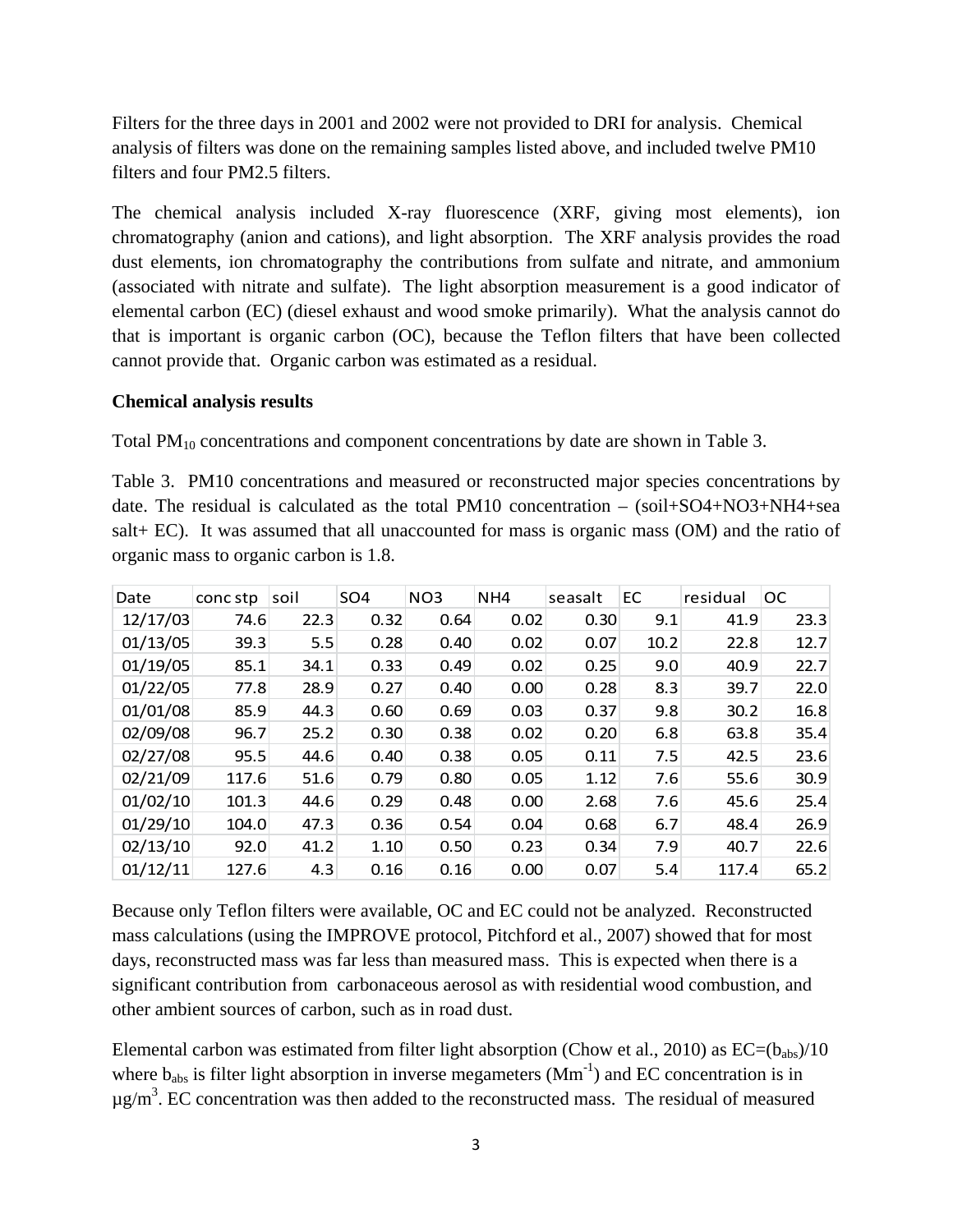Filters for the three days in 2001 and 2002 were not provided to DRI for analysis. Chemical analysis of filters was done on the remaining samples listed above, and included twelve PM10 filters and four PM2.5 filters.

The chemical analysis included X-ray fluorescence (XRF, giving most elements), ion chromatography (anion and cations), and light absorption. The XRF analysis provides the road dust elements, ion chromatography the contributions from sulfate and nitrate, and ammonium (associated with nitrate and sulfate). The light absorption measurement is a good indicator of elemental carbon (EC) (diesel exhaust and wood smoke primarily). What the analysis cannot do that is important is organic carbon (OC), because the Teflon filters that have been collected cannot provide that. Organic carbon was estimated as a residual.

**Chemical analysis results**

Total $PM_{10}$ concentrations and component concentrations by date are shown in Table 3.

Table 3. PM10 concentrations and measured or reconstructed major species concentrations by date. The residual is calculated as the total PM10 concentration – (soil+SO4+NO3+NH4+sea salt+ EC). It was assumed that all unaccounted for mass is organic mass (OM) and the ratio of organic mass to organic carbon is 1.8.

| Date | conc stp | soil | SO4 | NO3 | NH4 | seasalt | EC | residual | OC |
|---|---|---|---|---|---|---|---|---|---|
| 12/17/03 | 74.6 | 22.3 | 0.32 | 0.64 | 0.02 | 0.30 | 9.1 | 41.9 | 23.3 |
| 01/13/05 | 39.3 | 5.5 | 0.28 | 0.40 | 0.02 | 0.07 | 10.2 | 22.8 | 12.7 |
| 01/19/05 | 85.1 | 34.1 | 0.33 | 0.49 | 0.02 | 0.25 | 9.0 | 40.9 | 22.7 |
| 01/22/05 | 77.8 | 28.9 | 0.27 | 0.40 | 0.00 | 0.28 | 8.3 | 39.7 | 22.0 |
| 01/01/08 | 85.9 | 44.3 | 0.60 | 0.69 | 0.03 | 0.37 | 9.8 | 30.2 | 16.8 |
| 02/09/08 | 96.7 | 25.2 | 0.30 | 0.38 | 0.02 | 0.20 | 6.8 | 63.8 | 35.4 |
| 02/27/08 | 95.5 | 44.6 | 0.40 | 0.38 | 0.05 | 0.11 | 7.5 | 42.5 | 23.6 |
| 02/21/09 | 117.6 | 51.6 | 0.79 | 0.80 | 0.05 | 1.12 | 7.6 | 55.6 | 30.9 |
| 01/02/10 | 101.3 | 44.6 | 0.29 | 0.48 | 0.00 | 2.68 | 7.6 | 45.6 | 25.4 |
| 01/29/10 | 104.0 | 47.3 | 0.36 | 0.54 | 0.04 | 0.68 | 6.7 | 48.4 | 26.9 |
| 02/13/10 | 92.0 | 41.2 | 1.10 | 0.50 | 0.23 | 0.34 | 7.9 | 40.7 | 22.6 |
| 01/12/11 | 127.6 | 4.3 | 0.16 | 0.16 | 0.00 | 0.07 | 5.4 | 117.4 | 65.2 |

Because only Teflon filters were available, OC and EC could not be analyzed. Reconstructed mass calculations (using the IMPROVE protocol, Pitchford et al., 2007) showed that for most days, reconstructed mass was far less than measured mass. This is expected when there is a significant contribution from carbonaceous aerosol as with residential wood combustion, and other ambient sources of carbon, such as in road dust.

Elemental carbon was estimated from filter light absorption (Chow et al., 2010) as $EC=(b_{abs})/10$ where $b_{abs}$ is filter light absorption in inverse megameters ($Mm^{-1}$) and EC concentration is in $\mu g/m^3$. EC concentration was then added to the reconstructed mass. The residual of measured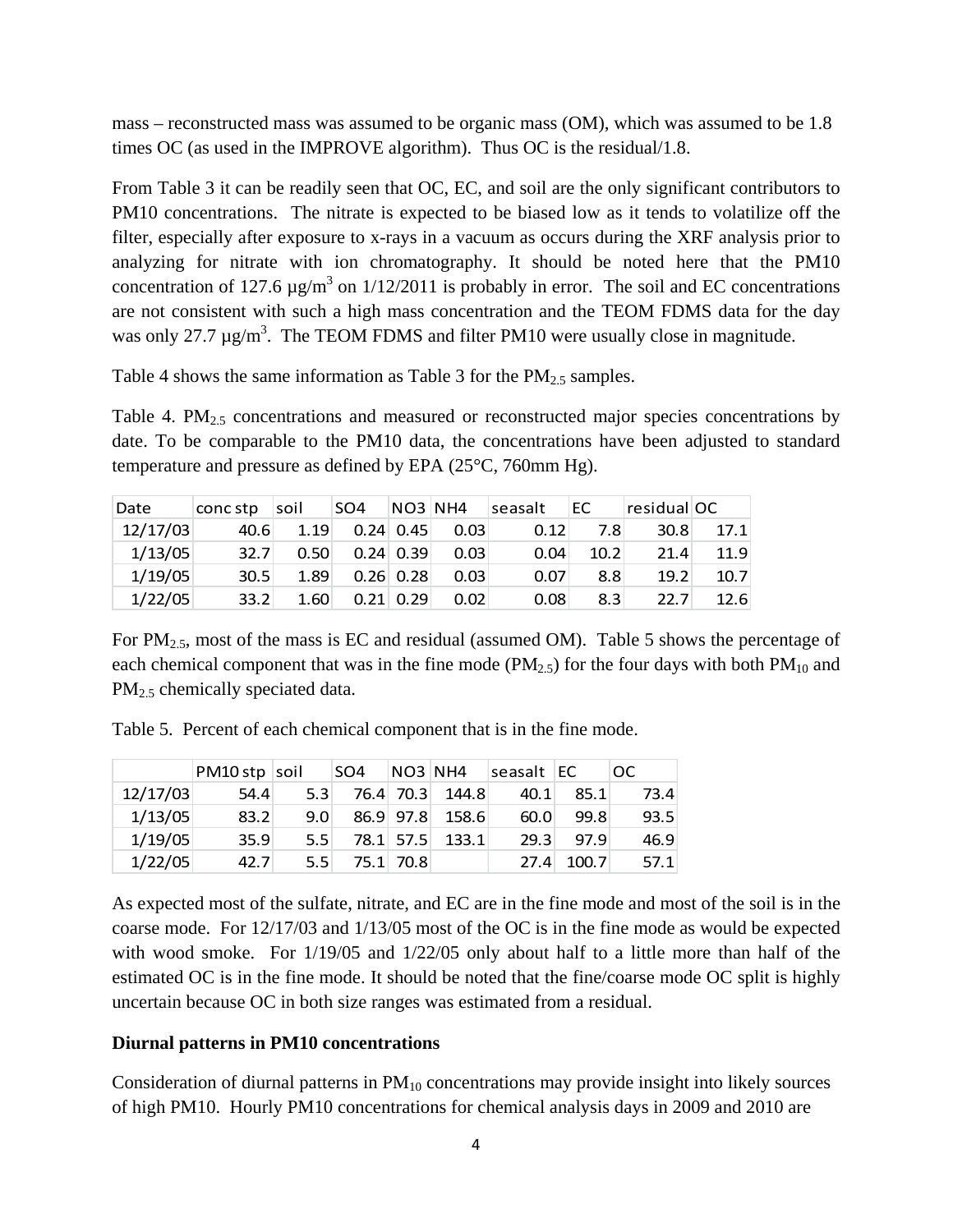mass – reconstructed mass was assumed to be organic mass (OM), which was assumed to be 1.8 times OC (as used in the IMPROVE algorithm). Thus OC is the residual/1.8.

From Table 3 it can be readily seen that OC, EC, and soil are the only significant contributors to PM10 concentrations. The nitrate is expected to be biased low as it tends to volatilize off the filter, especially after exposure to x-rays in a vacuum as occurs during the XRF analysis prior to analyzing for nitrate with ion chromatography. It should be noted here that the PM10 concentration of 127.6 µg/m$^3$ on 1/12/2011 is probably in error. The soil and EC concentrations are not consistent with such a high mass concentration and the TEOM FDMS data for the day was only 27.7 µg/m$^3$. The TEOM FDMS and filter PM10 were usually close in magnitude.

Table 4 shows the same information as Table 3 for the $PM_{2.5}$ samples.

Table 4. $PM_{2.5}$ concentrations and measured or reconstructed major species concentrations by date. To be comparable to the PM10 data, the concentrations have been adjusted to standard temperature and pressure as defined by EPA (25°C, 760mm Hg).

| Date | conc stp | soil | SO4 | NO3 | NH4 | seasalt | EC | residual | OC |
|---|---|---|---|---|---|---|---|---|---|
| 12/17/03 | 40.6 | 1.19 | 0.24 | 0.45 | 0.03 | 0.12 | 7.8 | 30.8 | 17.1 |
| 1/13/05 | 32.7 | 0.50 | 0.24 | 0.39 | 0.03 | 0.04 | 10.2 | 21.4 | 11.9 |
| 1/19/05 | 30.5 | 1.89 | 0.26 | 0.28 | 0.03 | 0.07 | 8.8 | 19.2 | 10.7 |
| 1/22/05 | 33.2 | 1.60 | 0.21 | 0.29 | 0.02 | 0.08 | 8.3 | 22.7 | 12.6 |

For $PM_{2.5}$, most of the mass is EC and residual (assumed OM). Table 5 shows the percentage of each chemical component that was in the fine mode ($PM_{2.5}$) for the four days with both $PM_{10}$ and $PM_{2.5}$ chemically speciated data.

Table 5. Percent of each chemical component that is in the fine mode.

| | PM10 stp | soil | SO4 | NO3 | NH4 | seasalt | EC | OC |
|---|---|---|---|---|---|---|---|---|
| 12/17/03 | 54.4 | 5.3 | 76.4 | 70.3 | 144.8 | 40.1 | 85.1 | 73.4 |
| 1/13/05 | 83.2 | 9.0 | 86.9 | 97.8 | 158.6 | 60.0 | 99.8 | 93.5 |
| 1/19/05 | 35.9 | 5.5 | 78.1 | 57.5 | 133.1 | 29.3 | 97.9 | 46.9 |
| 1/22/05 | 42.7 | 5.5 | 75.1 | 70.8 | | 27.4 | 100.7 | 57.1 |

As expected most of the sulfate, nitrate, and EC are in the fine mode and most of the soil is in the coarse mode. For 12/17/03 and 1/13/05 most of the OC is in the fine mode as would be expected with wood smoke. For 1/19/05 and 1/22/05 only about half to a little more than half of the estimated OC is in the fine mode. It should be noted that the fine/coarse mode OC split is highly uncertain because OC in both size ranges was estimated from a residual.

**Diurnal patterns in PM10 concentrations**

Consideration of diurnal patterns in $PM_{10}$ concentrations may provide insight into likely sources of high PM10. Hourly PM10 concentrations for chemical analysis days in 2009 and 2010 are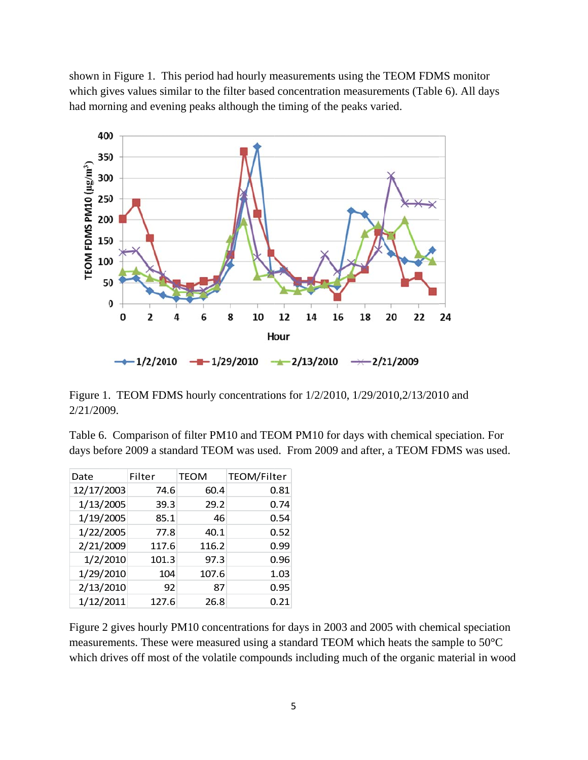shown in Figure 1. This period had hourly measurements using the TEOM FDMS monitor which gives values similar to the filter based concentration measurements (Table 6). All days had morning and evening peaks although the timing of the peaks varied.

TEOM FDMS PM10 (μg/m³)

400
350
300
250
200
150
100
50
0

0 2 4 6 8 10 12 14 16 18 20 22 24

Hour

1/2/2010 1/29/2010 2/13/2010 2/21/2009

Figure 1. TEOM FDMS hourly concentrations for 1/2/2010, 1/29/2010,2/13/2010 and 2/21/2009.

Table 6. Comparison of filter PM10 and TEOM PM10 for days with chemical speciation. For days before 2009 a standard TEOM was used. From 2009 and after, a TEOM FDMS was used.

| Date | Filter | TEOM | TEOM/Filter |
|---|---|---|---|
| 12/17/2003 | 74.6 | 60.4 | 0.81 |
| 1/13/2005 | 39.3 | 29.2 | 0.74 |
| 1/19/2005 | 85.1 | 46 | 0.54 |
| 1/22/2005 | 77.8 | 40.1 | 0.52 |
| 2/21/2009 | 117.6 | 116.2 | 0.99 |
| 1/2/2010 | 101.3 | 97.3 | 0.96 |
| 1/29/2010 | 104 | 107.6 | 1.03 |
| 2/13/2010 | 92 | 87 | 0.95 |
| 1/12/2011 | 127.6 | 26.8 | 0.21 |

Figure 2 gives hourly PM10 concentrations for days in 2003 and 2005 with chemical speciation measurements. These were measured using a standard TEOM which heats the sample to 50°C which drives off most of the volatile compounds including much of the organic material in wood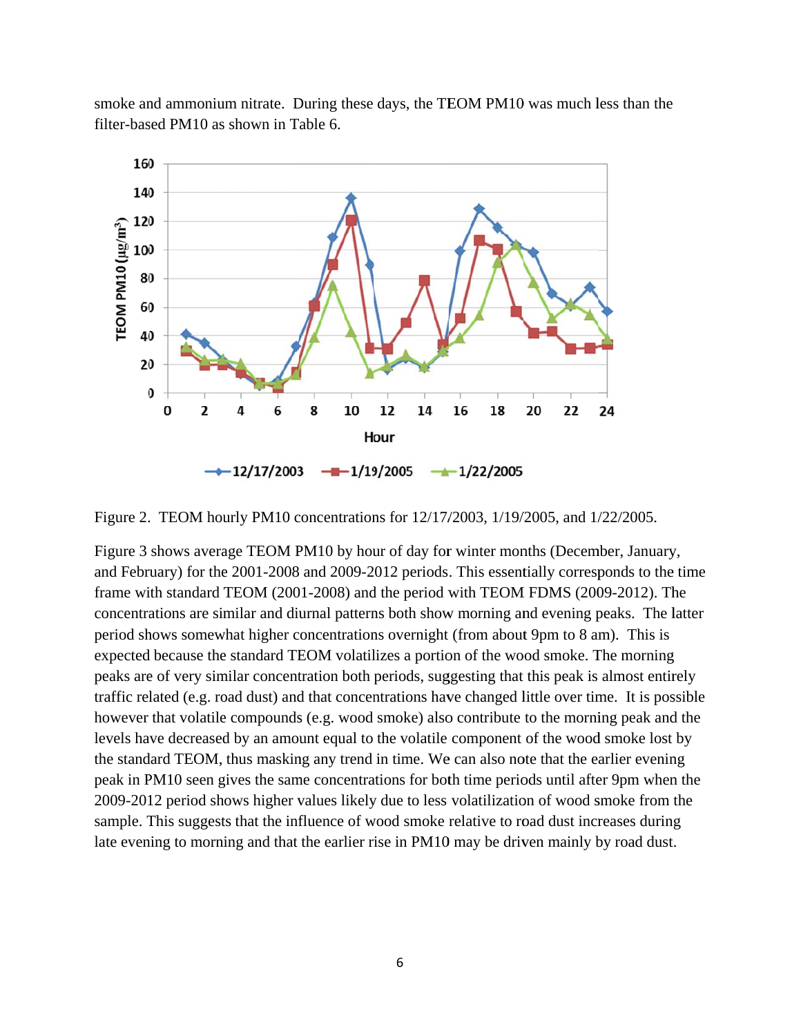smoke and ammonium nitrate. During these days, the TEOM PM10 was much less than the filter-based PM10 as shown in Table 6.

TEOM PM10 (μg/m³)

160
140
120
100
80
60
40
20
0

0 2 4 6 8 10 12 14 16 18 20 22 24

Hour

12/17/2003 1/19/2005 1/22/2005

Figure 2. TEOM hourly PM10 concentrations for 12/17/2003, 1/19/2005, and 1/22/2005.

Figure 3 shows average TEOM PM10 by hour of day for winter months (December, January, and February) for the 2001-2008 and 2009-2012 periods. This essentially corresponds to the time frame with standard TEOM (2001-2008) and the period with TEOM FDMS (2009-2012). The concentrations are similar and diurnal patterns both show morning and evening peaks. The latter period shows somewhat higher concentrations overnight (from about 9pm to 8 am). This is expected because the standard TEOM volatilizes a portion of the wood smoke. The morning peaks are of very similar concentration both periods, suggesting that this peak is almost entirely traffic related (e.g. road dust) and that concentrations have changed little over time. It is possible however that volatile compounds (e.g. wood smoke) also contribute to the morning peak and the levels have decreased by an amount equal to the volatile component of the wood smoke lost by the standard TEOM, thus masking any trend in time. We can also note that the earlier evening peak in PM10 seen gives the same concentrations for both time periods until after 9pm when the 2009-2012 period shows higher values likely due to less volatilization of wood smoke from the sample. This suggests that the influence of wood smoke relative to road dust increases during late evening to morning and that the earlier rise in PM10 may be driven mainly by road dust.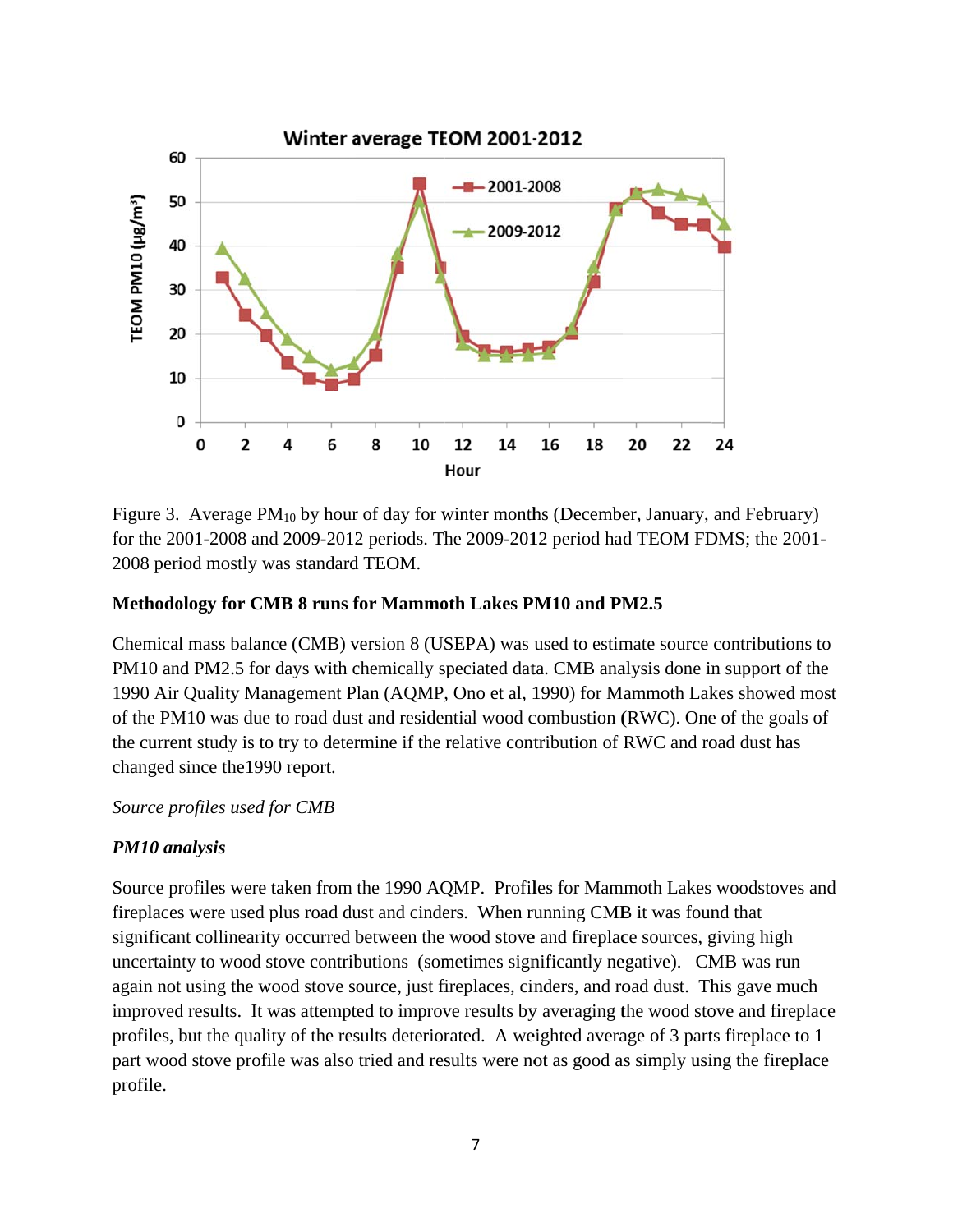Winter average TEOM 2001-2012

TEOM PM10 (µg/m³)

60
50
40
30
20
10
0

0 2 4 6 8 10 12 14 16 18 20 22 24

Hour

2001-2008

2009-2012

Figure 3. Average $PM_{10}$ by hour of day for winter months (December, January, and February) for the 2001-2008 and 2009-2012 periods. The 2009-2012 period had TEOM FDMS; the 2001-2008 period mostly was standard TEOM.

**Methodology for CMB 8 runs for Mammoth Lakes PM10 and PM2.5**

Chemical mass balance (CMB) version 8 (USEPA) was used to estimate source contributions to PM10 and PM2.5 for days with chemically speciated data. CMB analysis done in support of the 1990 Air Quality Management Plan (AQMP, Ono et al, 1990) for Mammoth Lakes showed most of the PM10 was due to road dust and residential wood combustion (RWC). One of the goals of the current study is to try to determine if the relative contribution of RWC and road dust has changed since the1990 report.

*Source profiles used for CMB*

***PM10 analysis***

Source profiles were taken from the 1990 AQMP. Profiles for Mammoth Lakes woodstoves and fireplaces were used plus road dust and cinders. When running CMB it was found that significant collinearity occurred between the wood stove and fireplace sources, giving high uncertainty to wood stove contributions (sometimes significantly negative). CMB was run again not using the wood stove source, just fireplaces, cinders, and road dust. This gave much improved results. It was attempted to improve results by averaging the wood stove and fireplace profiles, but the quality of the results deteriorated. A weighted average of 3 parts fireplace to 1 part wood stove profile was also tried and results were not as good as simply using the fireplace profile.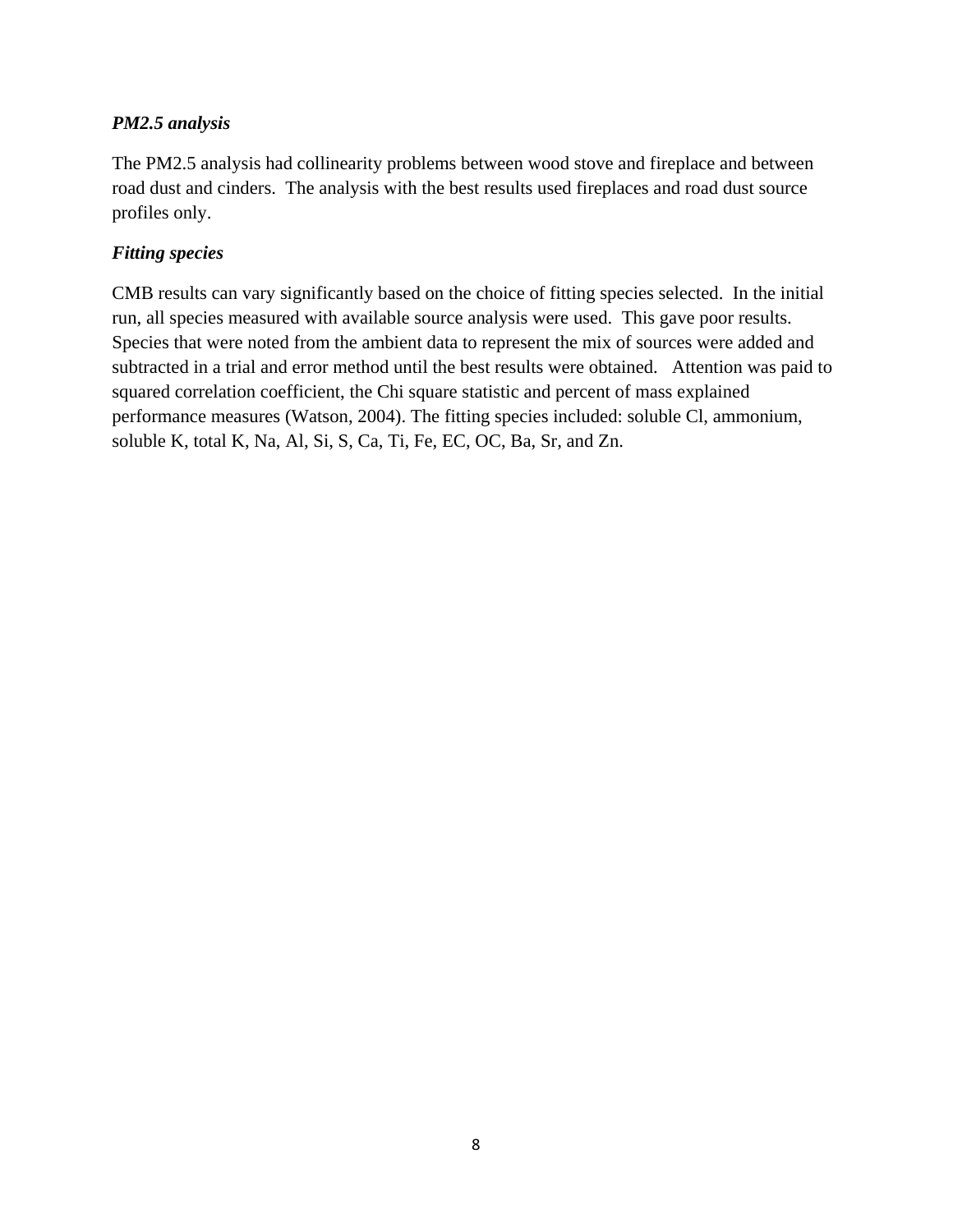*PM2.5 analysis*

The PM2.5 analysis had collinearity problems between wood stove and fireplace and between road dust and cinders. The analysis with the best results used fireplaces and road dust source profiles only.

*Fitting species*

CMB results can vary significantly based on the choice of fitting species selected. In the initial run, all species measured with available source analysis were used. This gave poor results. Species that were noted from the ambient data to represent the mix of sources were added and subtracted in a trial and error method until the best results were obtained. Attention was paid to squared correlation coefficient, the Chi square statistic and percent of mass explained performance measures (Watson, 2004). The fitting species included: soluble Cl, ammonium, soluble K, total K, Na, Al, Si, S, Ca, Ti, Fe, EC, OC, Ba, Sr, and Zn.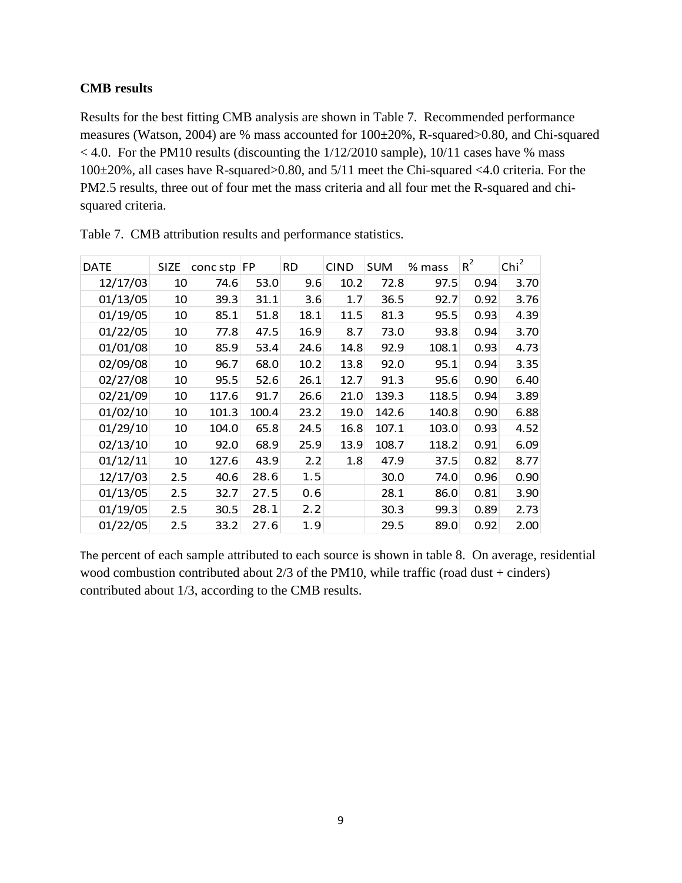### CMB results

Results for the best fitting CMB analysis are shown in Table 7. Recommended performance measures (Watson, 2004) are % mass accounted for 100±20%, R-squared>0.80, and Chi-squared < 4.0. For the PM10 results (discounting the 1/12/2010 sample), 10/11 cases have % mass 100±20%, all cases have R-squared>0.80, and 5/11 meet the Chi-squared <4.0 criteria. For the PM2.5 results, three out of four met the mass criteria and all four met the R-squared and chi-squared criteria.

Table 7. CMB attribution results and performance statistics.

| DATE | SIZE | conc stp | FP | RD | CIND | SUM | % mass | $R^2$ | $Chi^2$ |
|---|---|---|---|---|---|---|---|---|---|
| 12/17/03 | 10 | 74.6 | 53.0 | 9.6 | 10.2 | 72.8 | 97.5 | 0.94 | 3.70 |
| 01/13/05 | 10 | 39.3 | 31.1 | 3.6 | 1.7 | 36.5 | 92.7 | 0.92 | 3.76 |
| 01/19/05 | 10 | 85.1 | 51.8 | 18.1 | 11.5 | 81.3 | 95.5 | 0.93 | 4.39 |
| 01/22/05 | 10 | 77.8 | 47.5 | 16.9 | 8.7 | 73.0 | 93.8 | 0.94 | 3.70 |
| 01/01/08 | 10 | 85.9 | 53.4 | 24.6 | 14.8 | 92.9 | 108.1 | 0.93 | 4.73 |
| 02/09/08 | 10 | 96.7 | 68.0 | 10.2 | 13.8 | 92.0 | 95.1 | 0.94 | 3.35 |
| 02/27/08 | 10 | 95.5 | 52.6 | 26.1 | 12.7 | 91.3 | 95.6 | 0.90 | 6.40 |
| 02/21/09 | 10 | 117.6 | 91.7 | 26.6 | 21.0 | 139.3 | 118.5 | 0.94 | 3.89 |
| 01/02/10 | 10 | 101.3 | 100.4 | 23.2 | 19.0 | 142.6 | 140.8 | 0.90 | 6.88 |
| 01/29/10 | 10 | 104.0 | 65.8 | 24.5 | 16.8 | 107.1 | 103.0 | 0.93 | 4.52 |
| 02/13/10 | 10 | 92.0 | 68.9 | 25.9 | 13.9 | 108.7 | 118.2 | 0.91 | 6.09 |
| 01/12/11 | 10 | 127.6 | 43.9 | 2.2 | 1.8 | 47.9 | 37.5 | 0.82 | 8.77 |
| 12/17/03 | 2.5 | 40.6 | 28.6 | 1.5 | | 30.0 | 74.0 | 0.96 | 0.90 |
| 01/13/05 | 2.5 | 32.7 | 27.5 | 0.6 | | 28.1 | 86.0 | 0.81 | 3.90 |
| 01/19/05 | 2.5 | 30.5 | 28.1 | 2.2 | | 30.3 | 99.3 | 0.89 | 2.73 |
| 01/22/05 | 2.5 | 33.2 | 27.6 | 1.9 | | 29.5 | 89.0 | 0.92 | 2.00 |

The percent of each sample attributed to each source is shown in table 8. On average, residential wood combustion contributed about 2/3 of the PM10, while traffic (road dust + cinders) contributed about 1/3, according to the CMB results.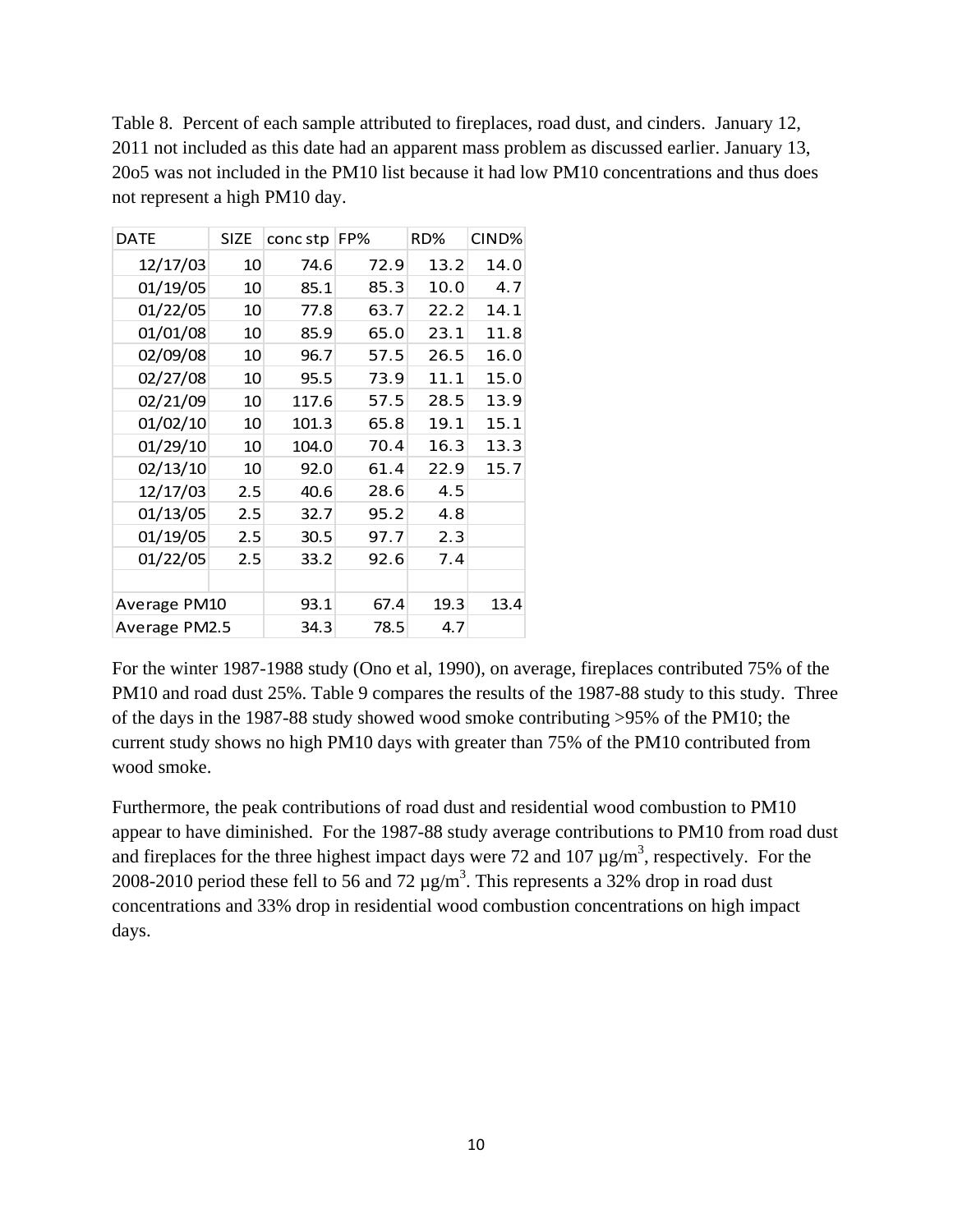Table 8. Percent of each sample attributed to fireplaces, road dust, and cinders. January 12, 2011 not included as this date had an apparent mass problem as discussed earlier. January 13, 20o5 was not included in the PM10 list because it had low PM10 concentrations and thus does not represent a high PM10 day.

| DATE | SIZE | conc stp | FP% | RD% | CIND% |
|---|---|---|---|---|---|
| 12/17/03 | 10 | 74.6 | 72.9 | 13.2 | 14.0 |
| 01/19/05 | 10 | 85.1 | 85.3 | 10.0 | 4.7 |
| 01/22/05 | 10 | 77.8 | 63.7 | 22.2 | 14.1 |
| 01/01/08 | 10 | 85.9 | 65.0 | 23.1 | 11.8 |
| 02/09/08 | 10 | 96.7 | 57.5 | 26.5 | 16.0 |
| 02/27/08 | 10 | 95.5 | 73.9 | 11.1 | 15.0 |
| 02/21/09 | 10 | 117.6 | 57.5 | 28.5 | 13.9 |
| 01/02/10 | 10 | 101.3 | 65.8 | 19.1 | 15.1 |
| 01/29/10 | 10 | 104.0 | 70.4 | 16.3 | 13.3 |
| 02/13/10 | 10 | 92.0 | 61.4 | 22.9 | 15.7 |
| 12/17/03 | 2.5 | 40.6 | 28.6 | 4.5 | |
| 01/13/05 | 2.5 | 32.7 | 95.2 | 4.8 | |
| 01/19/05 | 2.5 | 30.5 | 97.7 | 2.3 | |
| 01/22/05 | 2.5 | 33.2 | 92.6 | 7.4 | |
| | | | | | |
| Average PM10 | | 93.1 | 67.4 | 19.3 | 13.4 |
| Average PM2.5 | | 34.3 | 78.5 | 4.7 | |

For the winter 1987-1988 study (Ono et al, 1990), on average, fireplaces contributed 75% of the PM10 and road dust 25%. Table 9 compares the results of the 1987-88 study to this study. Three of the days in the 1987-88 study showed wood smoke contributing >95% of the PM10; the current study shows no high PM10 days with greater than 75% of the PM10 contributed from wood smoke.

Furthermore, the peak contributions of road dust and residential wood combustion to PM10 appear to have diminished. For the 1987-88 study average contributions to PM10 from road dust and fireplaces for the three highest impact days were 72 and 107 $\mu g/m^3$, respectively. For the 2008-2010 period these fell to 56 and 72 $\mu g/m^3$. This represents a 32% drop in road dust concentrations and 33% drop in residential wood combustion concentrations on high impact days.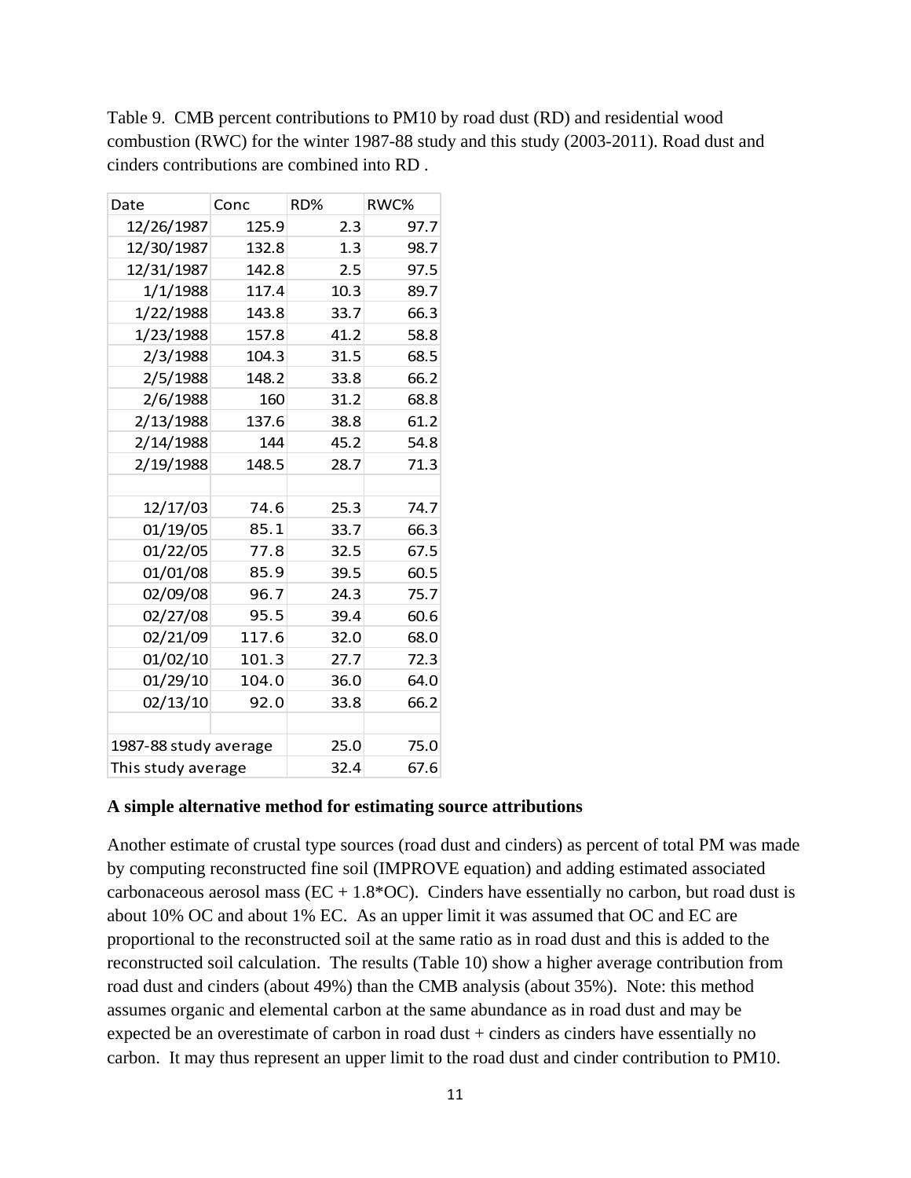Table 9. CMB percent contributions to PM10 by road dust (RD) and residential wood combustion (RWC) for the winter 1987-88 study and this study (2003-2011). Road dust and cinders contributions are combined into RD .

| Date | Conc | RD% | RWC% |
|---|---|---|---|
| 12/26/1987 | 125.9 | 2.3 | 97.7 |
| 12/30/1987 | 132.8 | 1.3 | 98.7 |
| 12/31/1987 | 142.8 | 2.5 | 97.5 |
| 1/1/1988 | 117.4 | 10.3 | 89.7 |
| 1/22/1988 | 143.8 | 33.7 | 66.3 |
| 1/23/1988 | 157.8 | 41.2 | 58.8 |
| 2/3/1988 | 104.3 | 31.5 | 68.5 |
| 2/5/1988 | 148.2 | 33.8 | 66.2 |
| 2/6/1988 | 160 | 31.2 | 68.8 |
| 2/13/1988 | 137.6 | 38.8 | 61.2 |
| 2/14/1988 | 144 | 45.2 | 54.8 |
| 2/19/1988 | 148.5 | 28.7 | 71.3 |
| | | | |
| 12/17/03 | 74.6 | 25.3 | 74.7 |
| 01/19/05 | 85.1 | 33.7 | 66.3 |
| 01/22/05 | 77.8 | 32.5 | 67.5 |
| 01/01/08 | 85.9 | 39.5 | 60.5 |
| 02/09/08 | 96.7 | 24.3 | 75.7 |
| 02/27/08 | 95.5 | 39.4 | 60.6 |
| 02/21/09 | 117.6 | 32.0 | 68.0 |
| 01/02/10 | 101.3 | 27.7 | 72.3 |
| 01/29/10 | 104.0 | 36.0 | 64.0 |
| 02/13/10 | 92.0 | 33.8 | 66.2 |
| | | | |
| 1987-88 study average | | 25.0 | 75.0 |
| This study average | | 32.4 | 67.6 |

**A simple alternative method for estimating source attributions**

Another estimate of crustal type sources (road dust and cinders) as percent of total PM was made by computing reconstructed fine soil (IMPROVE equation) and adding estimated associated carbonaceous aerosol mass (EC + 1.8*OC). Cinders have essentially no carbon, but road dust is about 10% OC and about 1% EC. As an upper limit it was assumed that OC and EC are proportional to the reconstructed soil at the same ratio as in road dust and this is added to the reconstructed soil calculation. The results (Table 10) show a higher average contribution from road dust and cinders (about 49%) than the CMB analysis (about 35%). Note: this method assumes organic and elemental carbon at the same abundance as in road dust and may be expected be an overestimate of carbon in road dust + cinders as cinders have essentially no carbon. It may thus represent an upper limit to the road dust and cinder contribution to PM10.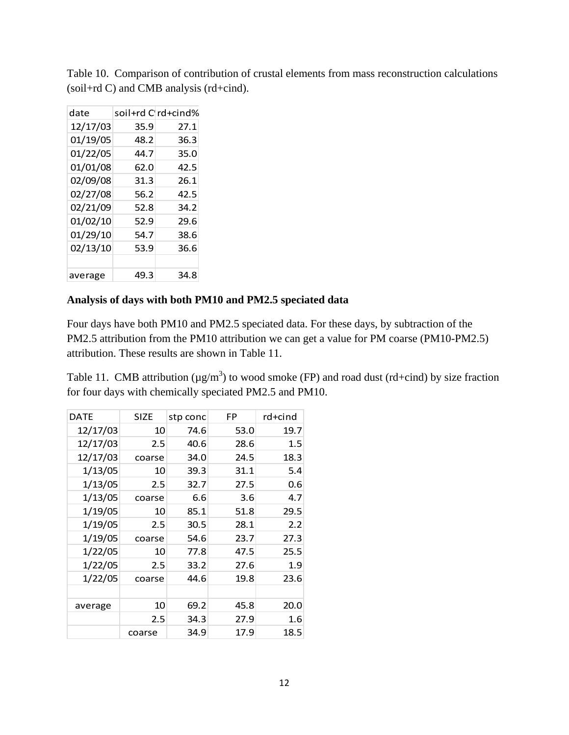Table 10. Comparison of contribution of crustal elements from mass reconstruction calculations (soil+rd C) and CMB analysis (rd+cind).

| date | soil+rd C | rd+cind% |
|---|---|---|
| 12/17/03 | 35.9 | 27.1 |
| 01/19/05 | 48.2 | 36.3 |
| 01/22/05 | 44.7 | 35.0 |
| 01/01/08 | 62.0 | 42.5 |
| 02/09/08 | 31.3 | 26.1 |
| 02/27/08 | 56.2 | 42.5 |
| 02/21/09 | 52.8 | 34.2 |
| 01/02/10 | 52.9 | 29.6 |
| 01/29/10 | 54.7 | 38.6 |
| 02/13/10 | 53.9 | 36.6 |
| | | |
| average | 49.3 | 34.8 |

**Analysis of days with both PM10 and PM2.5 speciated data**

Four days have both PM10 and PM2.5 speciated data. For these days, by subtraction of the PM2.5 attribution from the PM10 attribution we can get a value for PM coarse (PM10-PM2.5) attribution. These results are shown in Table 11.

Table 11. CMB attribution ($\mu g/m^3$) to wood smoke (FP) and road dust (rd+cind) by size fraction for four days with chemically speciated PM2.5 and PM10.

| DATE | SIZE | stp conc | FP | rd+cind |
|---|---|---|---|---|
| 12/17/03 | 10 | 74.6 | 53.0 | 19.7 |
| 12/17/03 | 2.5 | 40.6 | 28.6 | 1.5 |
| 12/17/03 | coarse | 34.0 | 24.5 | 18.3 |
| 1/13/05 | 10 | 39.3 | 31.1 | 5.4 |
| 1/13/05 | 2.5 | 32.7 | 27.5 | 0.6 |
| 1/13/05 | coarse | 6.6 | 3.6 | 4.7 |
| 1/19/05 | 10 | 85.1 | 51.8 | 29.5 |
| 1/19/05 | 2.5 | 30.5 | 28.1 | 2.2 |
| 1/19/05 | coarse | 54.6 | 23.7 | 27.3 |
| 1/22/05 | 10 | 77.8 | 47.5 | 25.5 |
| 1/22/05 | 2.5 | 33.2 | 27.6 | 1.9 |
| 1/22/05 | coarse | 44.6 | 19.8 | 23.6 |
| | | | | |
| average | 10 | 69.2 | 45.8 | 20.0 |
| | 2.5 | 34.3 | 27.9 | 1.6 |
| | coarse | 34.9 | 17.9 | 18.5 |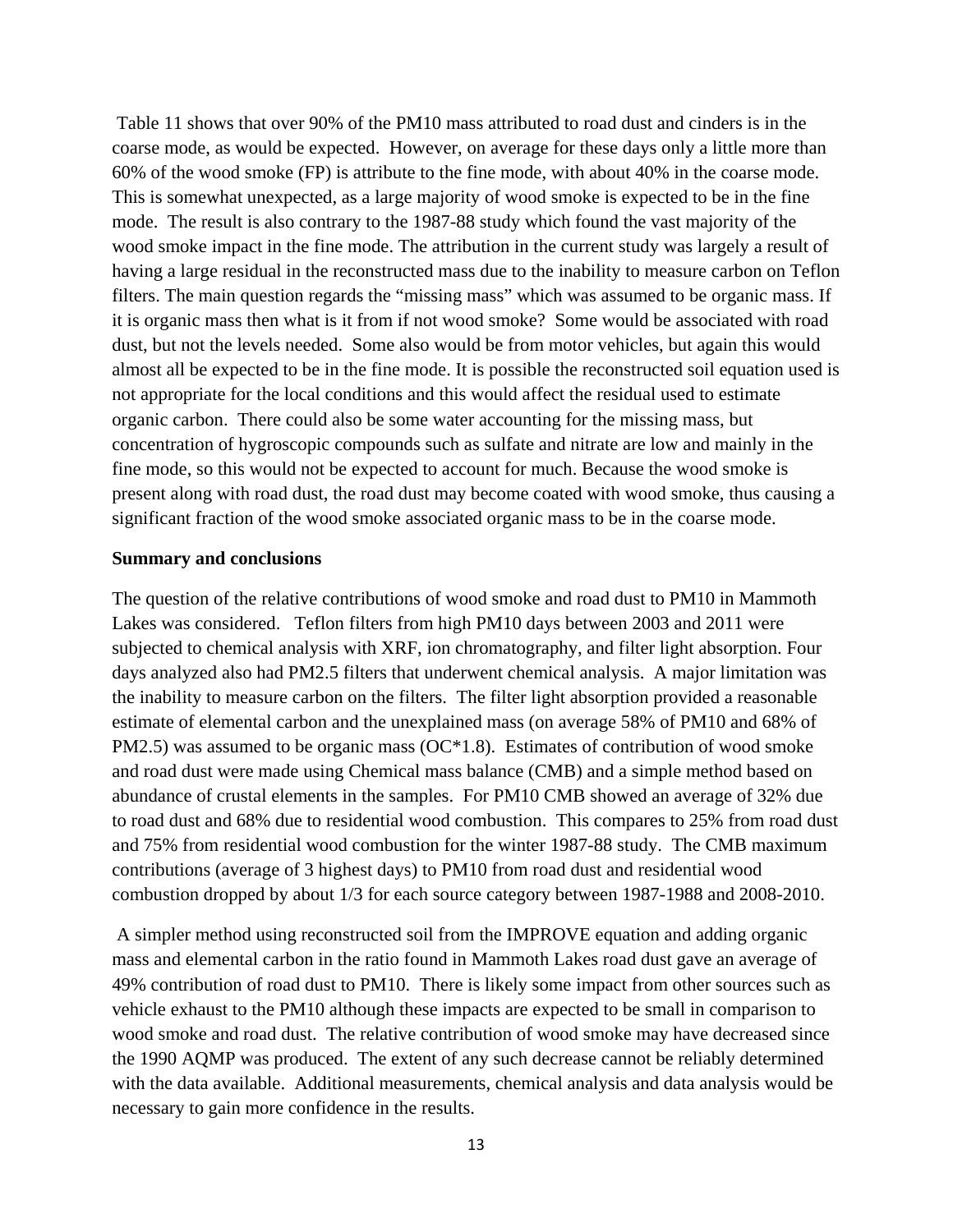Table 11 shows that over 90% of the PM10 mass attributed to road dust and cinders is in the coarse mode, as would be expected. However, on average for these days only a little more than 60% of the wood smoke (FP) is attribute to the fine mode, with about 40% in the coarse mode. This is somewhat unexpected, as a large majority of wood smoke is expected to be in the fine mode. The result is also contrary to the 1987-88 study which found the vast majority of the wood smoke impact in the fine mode. The attribution in the current study was largely a result of having a large residual in the reconstructed mass due to the inability to measure carbon on Teflon filters. The main question regards the "missing mass" which was assumed to be organic mass. If it is organic mass then what is it from if not wood smoke? Some would be associated with road dust, but not the levels needed. Some also would be from motor vehicles, but again this would almost all be expected to be in the fine mode. It is possible the reconstructed soil equation used is not appropriate for the local conditions and this would affect the residual used to estimate organic carbon. There could also be some water accounting for the missing mass, but concentration of hygroscopic compounds such as sulfate and nitrate are low and mainly in the fine mode, so this would not be expected to account for much. Because the wood smoke is present along with road dust, the road dust may become coated with wood smoke, thus causing a significant fraction of the wood smoke associated organic mass to be in the coarse mode.

**Summary and conclusions**

The question of the relative contributions of wood smoke and road dust to PM10 in Mammoth Lakes was considered. Teflon filters from high PM10 days between 2003 and 2011 were subjected to chemical analysis with XRF, ion chromatography, and filter light absorption. Four days analyzed also had PM2.5 filters that underwent chemical analysis. A major limitation was the inability to measure carbon on the filters. The filter light absorption provided a reasonable estimate of elemental carbon and the unexplained mass (on average 58% of PM10 and 68% of PM2.5) was assumed to be organic mass (OC*1.8). Estimates of contribution of wood smoke and road dust were made using Chemical mass balance (CMB) and a simple method based on abundance of crustal elements in the samples. For PM10 CMB showed an average of 32% due to road dust and 68% due to residential wood combustion. This compares to 25% from road dust and 75% from residential wood combustion for the winter 1987-88 study. The CMB maximum contributions (average of 3 highest days) to PM10 from road dust and residential wood combustion dropped by about 1/3 for each source category between 1987-1988 and 2008-2010.

A simpler method using reconstructed soil from the IMPROVE equation and adding organic mass and elemental carbon in the ratio found in Mammoth Lakes road dust gave an average of 49% contribution of road dust to PM10. There is likely some impact from other sources such as vehicle exhaust to the PM10 although these impacts are expected to be small in comparison to wood smoke and road dust. The relative contribution of wood smoke may have decreased since the 1990 AQMP was produced. The extent of any such decrease cannot be reliably determined with the data available. Additional measurements, chemical analysis and data analysis would be necessary to gain more confidence in the results.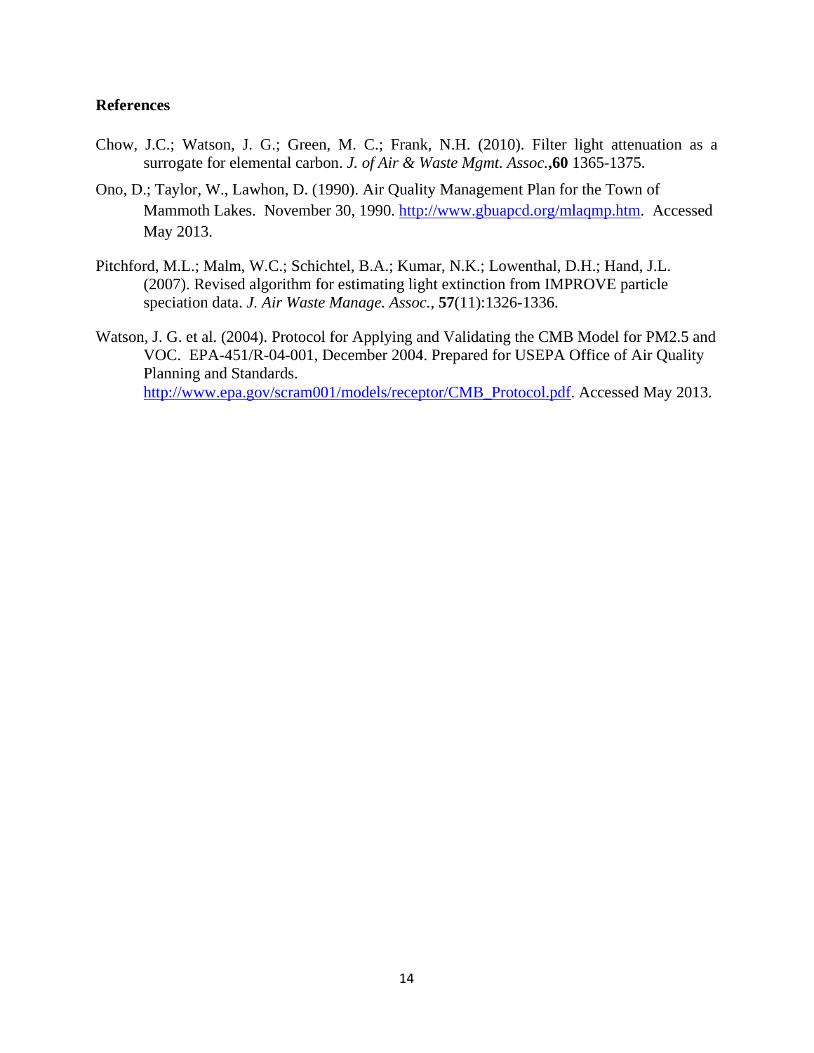## References

Chow, J.C.; Watson, J. G.; Green, M. C.; Frank, N.H. (2010). Filter light attenuation as a surrogate for elemental carbon. *J. of Air & Waste Mgmt. Assoc.*,**60** 1365-1375.

Ono, D.; Taylor, W., Lawhon, D. (1990). Air Quality Management Plan for the Town of Mammoth Lakes. November 30, 1990. http://www.gbuapcd.org/mlaqmp.htm. Accessed May 2013.

Pitchford, M.L.; Malm, W.C.; Schichtel, B.A.; Kumar, N.K.; Lowenthal, D.H.; Hand, J.L. (2007). Revised algorithm for estimating light extinction from IMPROVE particle speciation data. *J. Air Waste Manage. Assoc.*, **57**(11):1326-1336.

Watson, J. G. et al. (2004). Protocol for Applying and Validating the CMB Model for PM2.5 and VOC. EPA-451/R-04-001, December 2004. Prepared for USEPA Office of Air Quality Planning and Standards. http://www.epa.gov/scram001/models/receptor/CMB_Protocol.pdf. Accessed May 2013.